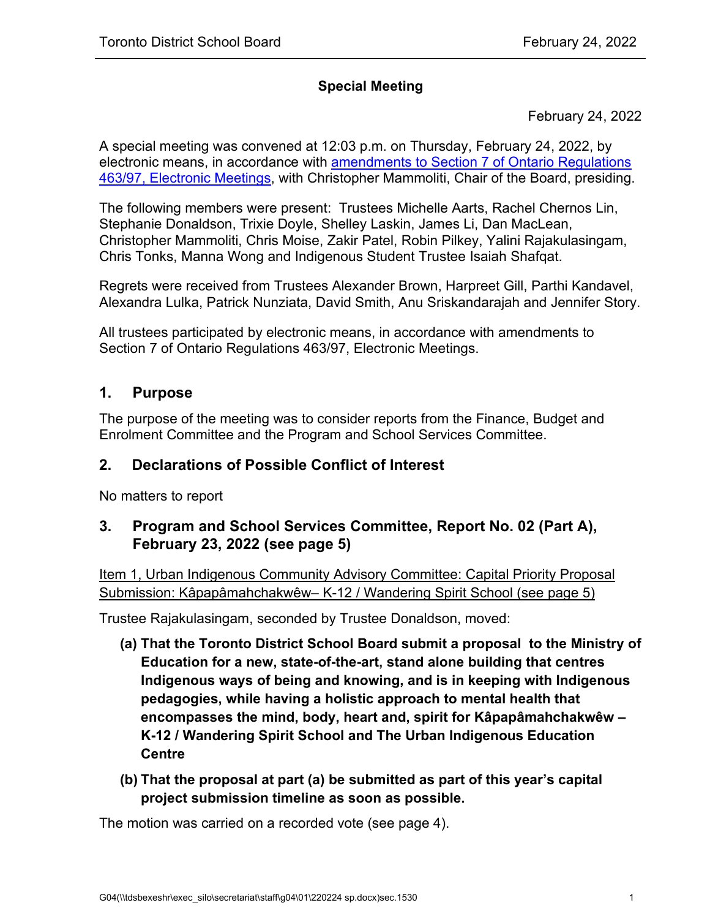# Special Meeting

February 24, 2022

A special meeting was convened at 12:03 p.m. on Thursday, February 24, 2022, by electronic means, in accordance with amendments to Section 7 of Ontario Regulations 463/97, Electronic Meetings, with Christopher Mammoliti, Chair of the Board, presiding.

The following members were present: Trustees Michelle Aarts, Rachel Chernos Lin, Stephanie Donaldson, Trixie Doyle, Shelley Laskin, James Li, Dan MacLean, Christopher Mammoliti, Chris Moise, Zakir Patel, Robin Pilkey, Yalini Rajakulasingam, Chris Tonks, Manna Wong and Indigenous Student Trustee Isaiah Shafqat.

Regrets were received from Trustees Alexander Brown, Harpreet Gill, Parthi Kandavel, Alexandra Lulka, Patrick Nunziata, David Smith, Anu Sriskandarajah and Jennifer Story.

All trustees participated by electronic means, in accordance with amendments to Section 7 of Ontario Regulations 463/97, Electronic Meetings.

## 1. Purpose

The purpose of the meeting was to consider reports from the Finance, Budget and Enrolment Committee and the Program and School Services Committee.

## 2. Declarations of Possible Conflict of Interest

No matters to report

## 3. Program and School Services Committee, Report No. 02 (Part A), February 23, 2022 (see page 5)

Item 1, Urban Indigenous Community Advisory Committee: Capital Priority Proposal Submission: Kâpapâmahchakwêw– K-12 / Wandering Spirit School (see page 5)

Trustee Rajakulasingam, seconded by Trustee Donaldson, moved:

**(a) That the Toronto District School Board submit a proposal to the Ministry of Education for a new, state-of-the-art, stand alone building that centres Indigenous ways of being and knowing, and is in keeping with Indigenous pedagogies, while having a holistic approach to mental health that encompasses the mind, body, heart and, spirit for Kâpapâmahchakwêw – K-12 / Wandering Spirit School and The Urban Indigenous Education Centre**

**(b) That the proposal at part (a) be submitted as part of this year's capital project submission timeline as soon as possible.**

The motion was carried on a recorded vote (see page 4).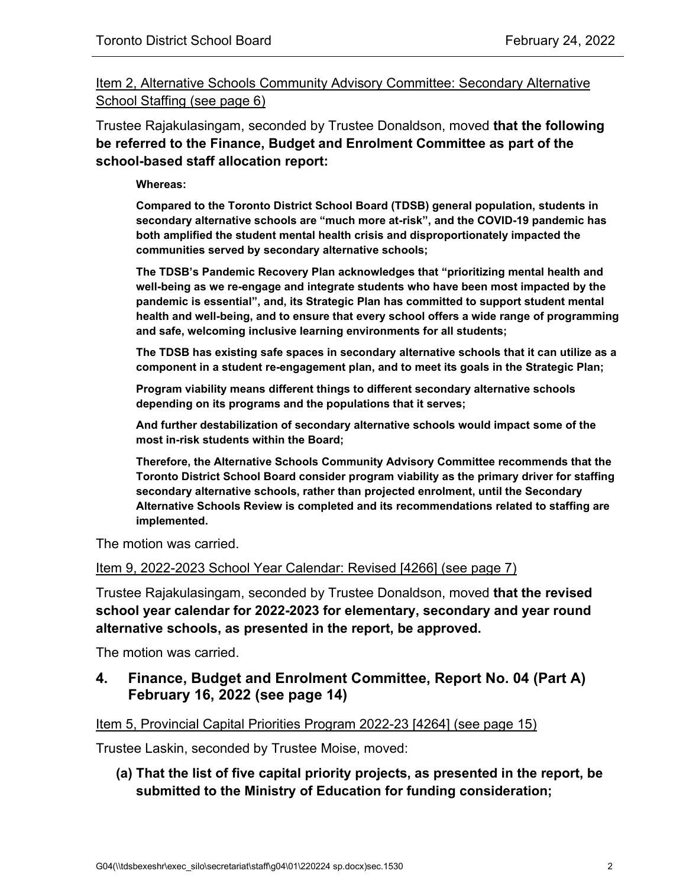Item 2, Alternative Schools Community Advisory Committee: Secondary Alternative School Staffing (see page 6)

Trustee Rajakulasingam, seconded by Trustee Donaldson, moved **that the following be referred to the Finance, Budget and Enrolment Committee as part of the school-based staff allocation report:**

> **Whereas:**
>
> **Compared to the Toronto District School Board (TDSB) general population, students in secondary alternative schools are "much more at-risk", and the COVID-19 pandemic has both amplified the student mental health crisis and disproportionately impacted the communities served by secondary alternative schools;**
>
> **The TDSB's Pandemic Recovery Plan acknowledges that "prioritizing mental health and well-being as we re-engage and integrate students who have been most impacted by the pandemic is essential", and, its Strategic Plan has committed to support student mental health and well-being, and to ensure that every school offers a wide range of programming and safe, welcoming inclusive learning environments for all students;**
>
> **The TDSB has existing safe spaces in secondary alternative schools that it can utilize as a component in a student re-engagement plan, and to meet its goals in the Strategic Plan;**
>
> **Program viability means different things to different secondary alternative schools depending on its programs and the populations that it serves;**
>
> **And further destabilization of secondary alternative schools would impact some of the most in-risk students within the Board;**
>
> **Therefore, the Alternative Schools Community Advisory Committee recommends that the Toronto District School Board consider program viability as the primary driver for staffing secondary alternative schools, rather than projected enrolment, until the Secondary Alternative Schools Review is completed and its recommendations related to staffing are implemented.**

The motion was carried.

Item 9, 2022-2023 School Year Calendar: Revised [4266] (see page 7)

Trustee Rajakulasingam, seconded by Trustee Donaldson, moved **that the revised school year calendar for 2022-2023 for elementary, secondary and year round alternative schools, as presented in the report, be approved.**

The motion was carried.

## 4. Finance, Budget and Enrolment Committee, Report No. 04 (Part A) February 16, 2022 (see page 14)

Item 5, Provincial Capital Priorities Program 2022-23 [4264] (see page 15)

Trustee Laskin, seconded by Trustee Moise, moved:

**(a) That the list of five capital priority projects, as presented in the report, be submitted to the Ministry of Education for funding consideration;**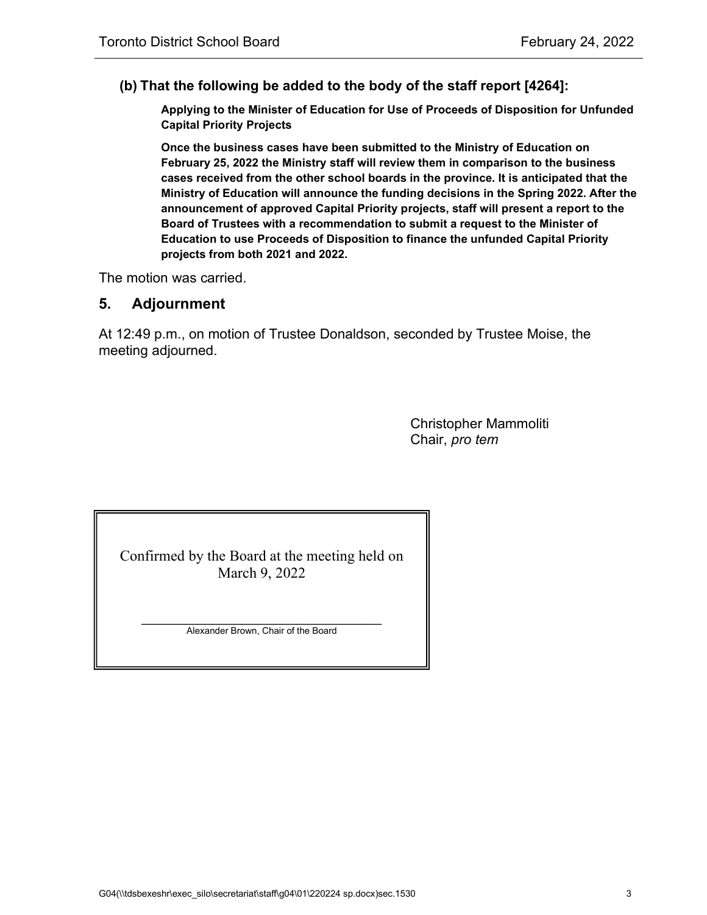**(b) That the following be added to the body of the staff report [4264]:**

**Applying to the Minister of Education for Use of Proceeds of Disposition for Unfunded Capital Priority Projects**

**Once the business cases have been submitted to the Ministry of Education on February 25, 2022 the Ministry staff will review them in comparison to the business cases received from the other school boards in the province. It is anticipated that the Ministry of Education will announce the funding decisions in the Spring 2022. After the announcement of approved Capital Priority projects, staff will present a report to the Board of Trustees with a recommendation to submit a request to the Minister of Education to use Proceeds of Disposition to finance the unfunded Capital Priority projects from both 2021 and 2022.**

The motion was carried.

## 5. Adjournment

At 12:49 p.m., on motion of Trustee Donaldson, seconded by Trustee Moise, the meeting adjourned.

Christopher Mammoliti
Chair, *pro tem*

Confirmed by the Board at the meeting held on March 9, 2022

\_\_\_\_\_\_\_\_\_\_\_\_\_\_\_\_\_\_\_\_\_\_\_\_\_\_\_\_\_\_\_\_\_\_\_\_
Alexander Brown, Chair of the Board

G04(\\tdsbexeshr\exec_silo\secretariat\staff\g04\01\220224 sp.docx)sec.1530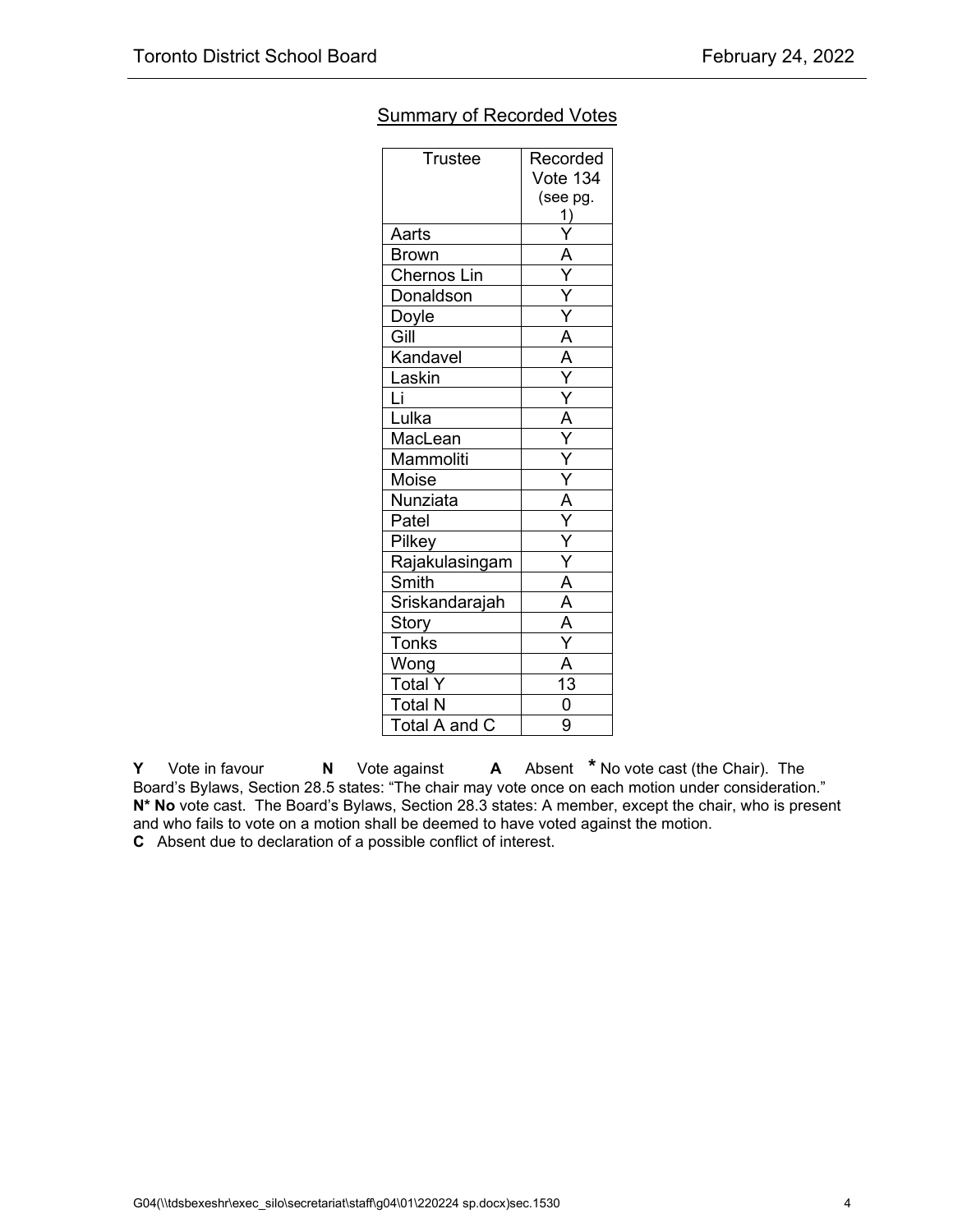## Summary of Recorded Votes

| Trustee | Recorded Vote 134 (see pg. 1) |
|---|---|
| Aarts | Y |
| Brown | A |
| Chernos Lin | Y |
| Donaldson | Y |
| Doyle | Y |
| Gill | A |
| Kandavel | A |
| Laskin | Y |
| Li | Y |
| Lulka | A |
| MacLean | Y |
| Mammoliti | Y |
| Moise | Y |
| Nunziata | A |
| Patel | Y |
| Pilkey | Y |
| Rajakulasingam | Y |
| Smith | A |
| Sriskandarajah | A |
| Story | A |
| Tonks | Y |
| Wong | A |
| Total Y | 13 |
| Total N | 0 |
| Total A and C | 9 |

**Y** Vote in favour **N** Vote against **A** Absent **\*** No vote cast (the Chair). The Board's Bylaws, Section 28.5 states: "The chair may vote once on each motion under consideration."
**N\* No** vote cast. The Board's Bylaws, Section 28.3 states: A member, except the chair, who is present and who fails to vote on a motion shall be deemed to have voted against the motion.
**C** Absent due to declaration of a possible conflict of interest.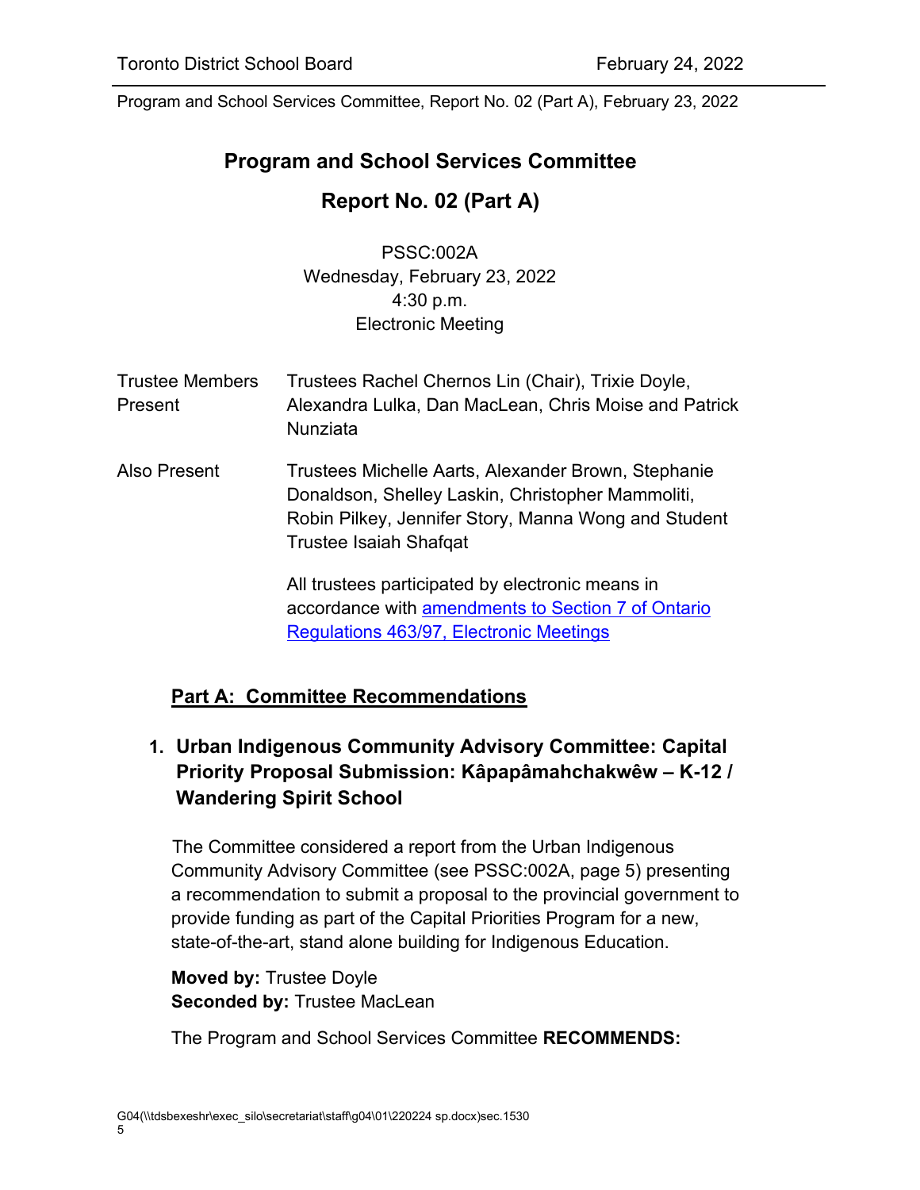Program and School Services Committee, Report No. 02 (Part A), February 23, 2022

# Program and School Services Committee

## Report No. 02 (Part A)

PSSC:002A
Wednesday, February 23, 2022
4:30 p.m.
Electronic Meeting

| | |
|---|---|
| Trustee Members Present | Trustees Rachel Chernos Lin (Chair), Trixie Doyle, Alexandra Lulka, Dan MacLean, Chris Moise and Patrick Nunziata |
| Also Present | Trustees Michelle Aarts, Alexander Brown, Stephanie Donaldson, Shelley Laskin, Christopher Mammoliti, Robin Pilkey, Jennifer Story, Manna Wong and Student Trustee Isaiah Shafqat |
| | All trustees participated by electronic means in accordance with [amendments to Section 7 of Ontario Regulations 463/97, Electronic Meetings](#) |

## Part A: Committee Recommendations

### 1. Urban Indigenous Community Advisory Committee: Capital Priority Proposal Submission: Kâpapâmahchakwêw – K-12 / Wandering Spirit School

The Committee considered a report from the Urban Indigenous Community Advisory Committee (see PSSC:002A, page 5) presenting a recommendation to submit a proposal to the provincial government to provide funding as part of the Capital Priorities Program for a new, state-of-the-art, stand alone building for Indigenous Education.

**Moved by:** Trustee Doyle
**Seconded by:** Trustee MacLean

The Program and School Services Committee **RECOMMENDS:**

G04(\\tdsbexeshr\exec_silo\secretariat\staff\g04\01\220224 sp.docx)sec.1530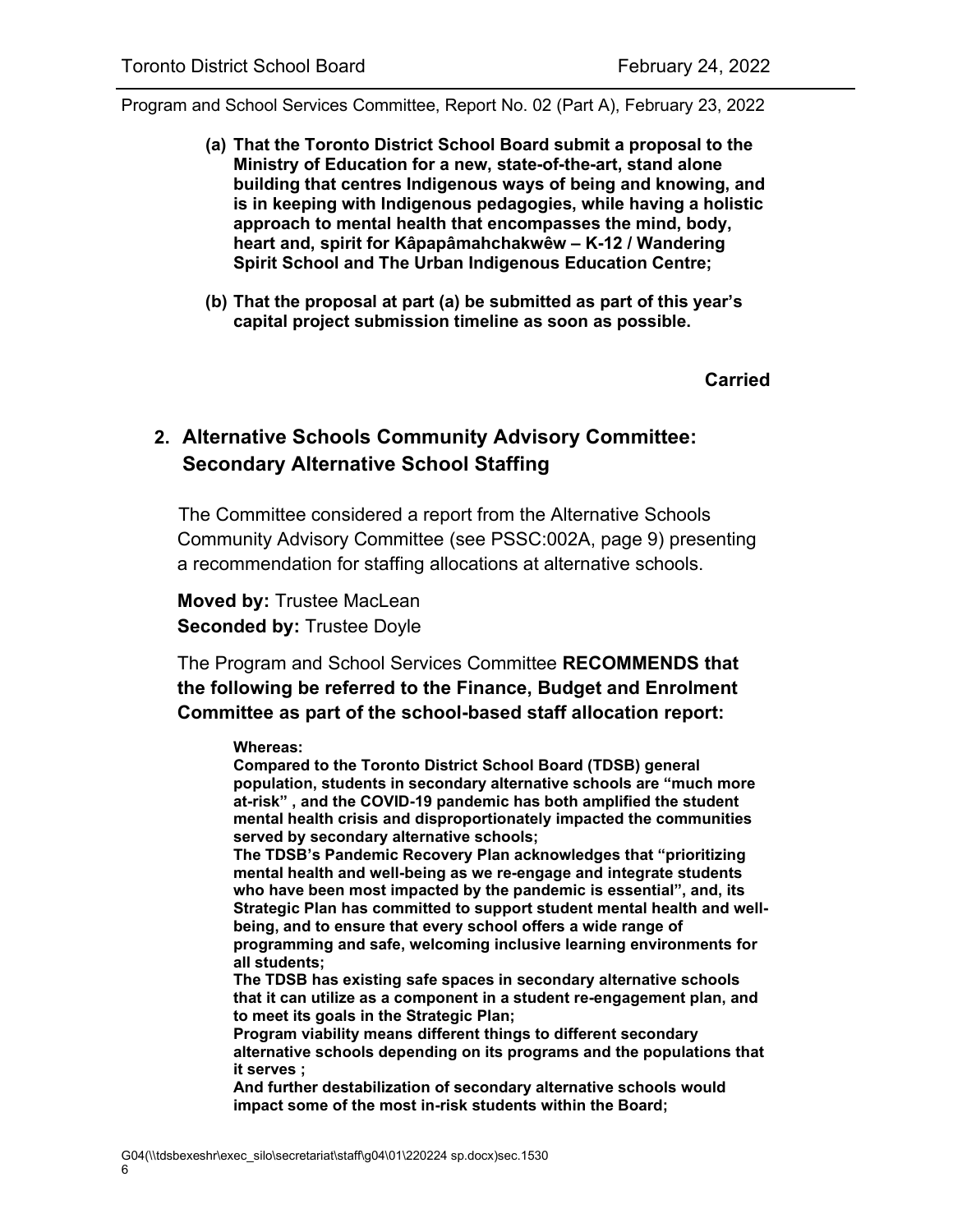Program and School Services Committee, Report No. 02 (Part A), February 23, 2022

**(a) That the Toronto District School Board submit a proposal to the Ministry of Education for a new, state-of-the-art, stand alone building that centres Indigenous ways of being and knowing, and is in keeping with Indigenous pedagogies, while having a holistic approach to mental health that encompasses the mind, body, heart and, spirit for Kâpapâmahchakwêw – K-12 / Wandering Spirit School and The Urban Indigenous Education Centre;**

**(b) That the proposal at part (a) be submitted as part of this year's capital project submission timeline as soon as possible.**

**Carried**

## 2. Alternative Schools Community Advisory Committee: Secondary Alternative School Staffing

The Committee considered a report from the Alternative Schools Community Advisory Committee (see PSSC:002A, page 9) presenting a recommendation for staffing allocations at alternative schools.

**Moved by:** Trustee MacLean
**Seconded by:** Trustee Doyle

The Program and School Services Committee **RECOMMENDS that the following be referred to the Finance, Budget and Enrolment Committee as part of the school-based staff allocation report:**

**Whereas:**
**Compared to the Toronto District School Board (TDSB) general population, students in secondary alternative schools are "much more at-risk" , and the COVID-19 pandemic has both amplified the student mental health crisis and disproportionately impacted the communities served by secondary alternative schools;**
**The TDSB's Pandemic Recovery Plan acknowledges that "prioritizing mental health and well-being as we re-engage and integrate students who have been most impacted by the pandemic is essential", and, its Strategic Plan has committed to support student mental health and well-being, and to ensure that every school offers a wide range of programming and safe, welcoming inclusive learning environments for all students;**
**The TDSB has existing safe spaces in secondary alternative schools that it can utilize as a component in a student re-engagement plan, and to meet its goals in the Strategic Plan;**
**Program viability means different things to different secondary alternative schools depending on its programs and the populations that it serves ;**
**And further destabilization of secondary alternative schools would impact some of the most in-risk students within the Board;**

G04(\\tdsbexeshr\exec_silo\secretariat\staff\g04\01\220224 sp.docx)sec.1530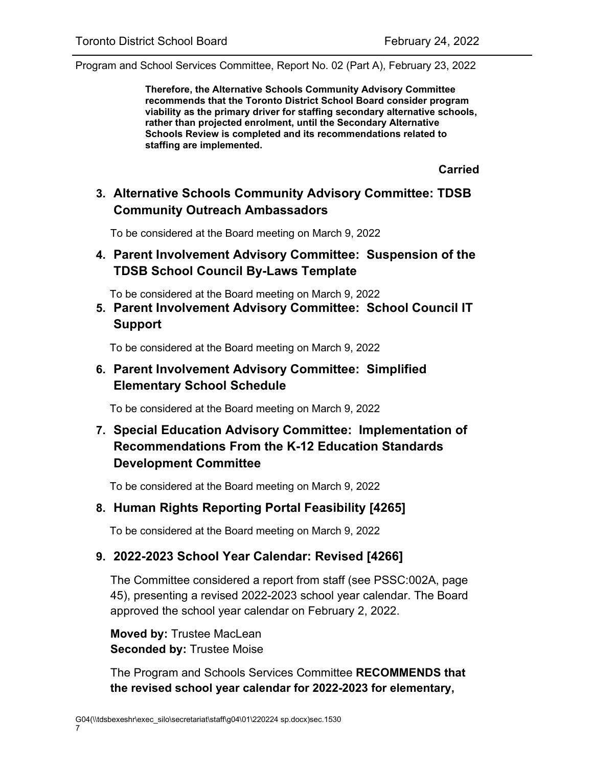**Therefore, the Alternative Schools Community Advisory Committee recommends that the Toronto District School Board consider program viability as the primary driver for staffing secondary alternative schools, rather than projected enrolment, until the Secondary Alternative Schools Review is completed and its recommendations related to staffing are implemented.**

**Carried**

## 3. Alternative Schools Community Advisory Committee: TDSB Community Outreach Ambassadors

To be considered at the Board meeting on March 9, 2022

## 4. Parent Involvement Advisory Committee: Suspension of the TDSB School Council By-Laws Template

To be considered at the Board meeting on March 9, 2022

## 5. Parent Involvement Advisory Committee: School Council IT Support

To be considered at the Board meeting on March 9, 2022

## 6. Parent Involvement Advisory Committee: Simplified Elementary School Schedule

To be considered at the Board meeting on March 9, 2022

## 7. Special Education Advisory Committee: Implementation of Recommendations From the K-12 Education Standards Development Committee

To be considered at the Board meeting on March 9, 2022

## 8. Human Rights Reporting Portal Feasibility [4265]

To be considered at the Board meeting on March 9, 2022

## 9. 2022-2023 School Year Calendar: Revised [4266]

The Committee considered a report from staff (see PSSC:002A, page 45), presenting a revised 2022-2023 school year calendar. The Board approved the school year calendar on February 2, 2022.

**Moved by:** Trustee MacLean
**Seconded by:** Trustee Moise

The Program and Schools Services Committee **RECOMMENDS that the revised school year calendar for 2022-2023 for elementary,**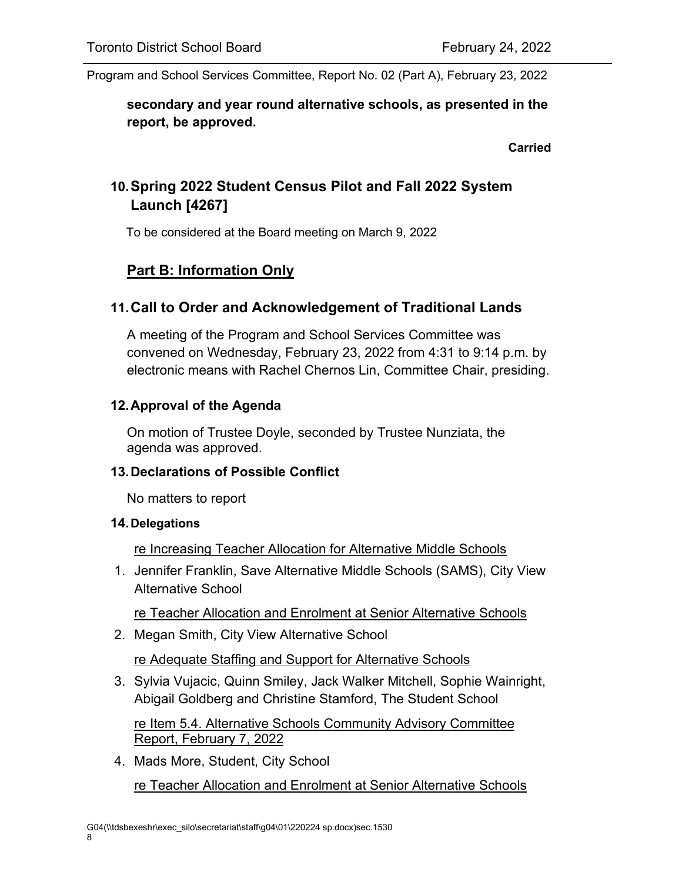**secondary and year round alternative schools, as presented in the report, be approved.**

**Carried**

## 10. Spring 2022 Student Census Pilot and Fall 2022 System Launch [4267]

To be considered at the Board meeting on March 9, 2022

## Part B: Information Only

## 11. Call to Order and Acknowledgement of Traditional Lands

A meeting of the Program and School Services Committee was convened on Wednesday, February 23, 2022 from 4:31 to 9:14 p.m. by electronic means with Rachel Chernos Lin, Committee Chair, presiding.

### 12. Approval of the Agenda

On motion of Trustee Doyle, seconded by Trustee Nunziata, the agenda was approved.

### 13. Declarations of Possible Conflict

No matters to report

#### 14. Delegations

re Increasing Teacher Allocation for Alternative Middle Schools

1. Jennifer Franklin, Save Alternative Middle Schools (SAMS), City View Alternative School

   re Teacher Allocation and Enrolment at Senior Alternative Schools

2. Megan Smith, City View Alternative School

   re Adequate Staffing and Support for Alternative Schools

3. Sylvia Vujacic, Quinn Smiley, Jack Walker Mitchell, Sophie Wainright, Abigail Goldberg and Christine Stamford, The Student School

   re Item 5.4. Alternative Schools Community Advisory Committee Report, February 7, 2022

4. Mads More, Student, City School

   re Teacher Allocation and Enrolment at Senior Alternative Schools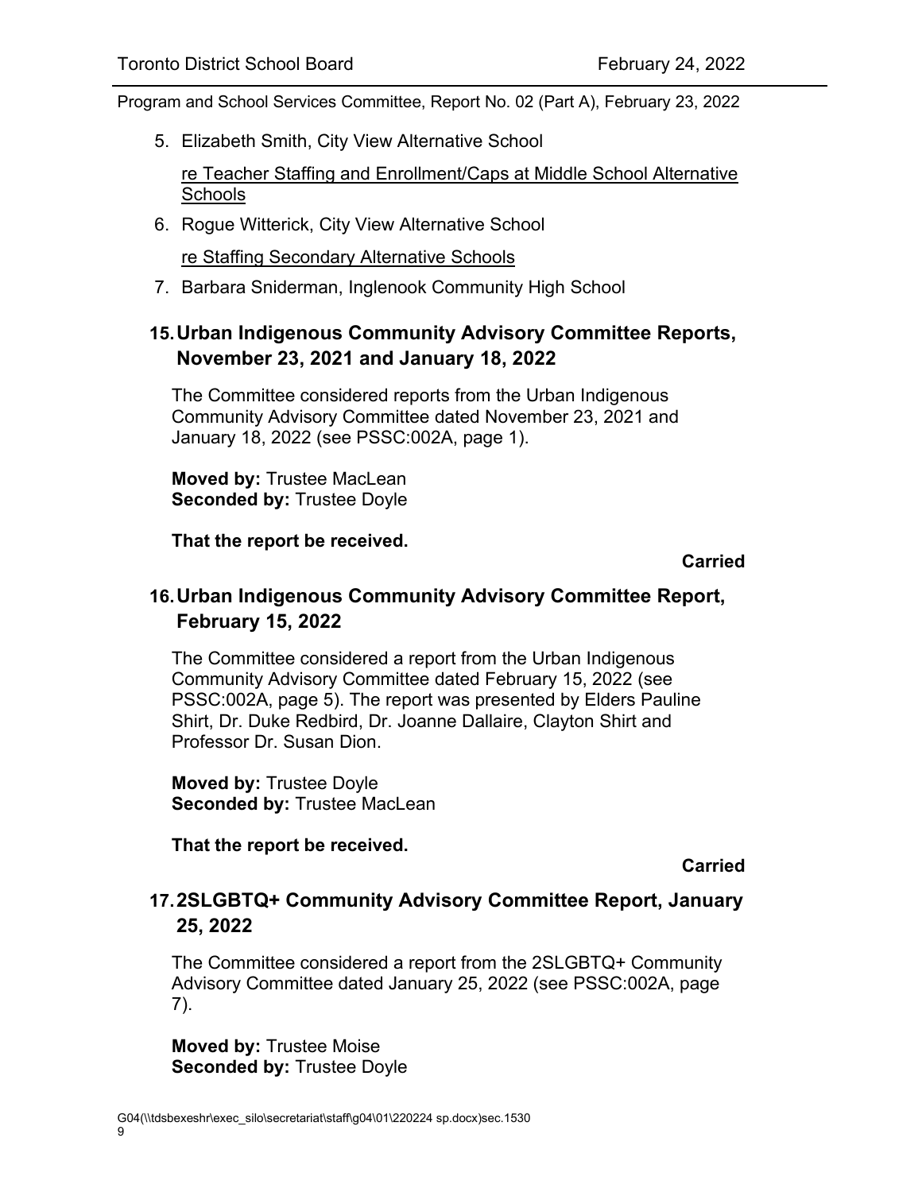5. Elizabeth Smith, City View Alternative School

   re Teacher Staffing and Enrollment/Caps at Middle School Alternative Schools

6. Rogue Witterick, City View Alternative School

   re Staffing Secondary Alternative Schools

7. Barbara Sniderman, Inglenook Community High School

## 15. Urban Indigenous Community Advisory Committee Reports, November 23, 2021 and January 18, 2022

The Committee considered reports from the Urban Indigenous Community Advisory Committee dated November 23, 2021 and January 18, 2022 (see PSSC:002A, page 1).

**Moved by:** Trustee MacLean
**Seconded by:** Trustee Doyle

**That the report be received.**

**Carried**

## 16. Urban Indigenous Community Advisory Committee Report, February 15, 2022

The Committee considered a report from the Urban Indigenous Community Advisory Committee dated February 15, 2022 (see PSSC:002A, page 5). The report was presented by Elders Pauline Shirt, Dr. Duke Redbird, Dr. Joanne Dallaire, Clayton Shirt and Professor Dr. Susan Dion.

**Moved by:** Trustee Doyle
**Seconded by:** Trustee MacLean

**That the report be received.**

**Carried**

## 17. 2SLGBTQ+ Community Advisory Committee Report, January 25, 2022

The Committee considered a report from the 2SLGBTQ+ Community Advisory Committee dated January 25, 2022 (see PSSC:002A, page 7).

**Moved by:** Trustee Moise
**Seconded by:** Trustee Doyle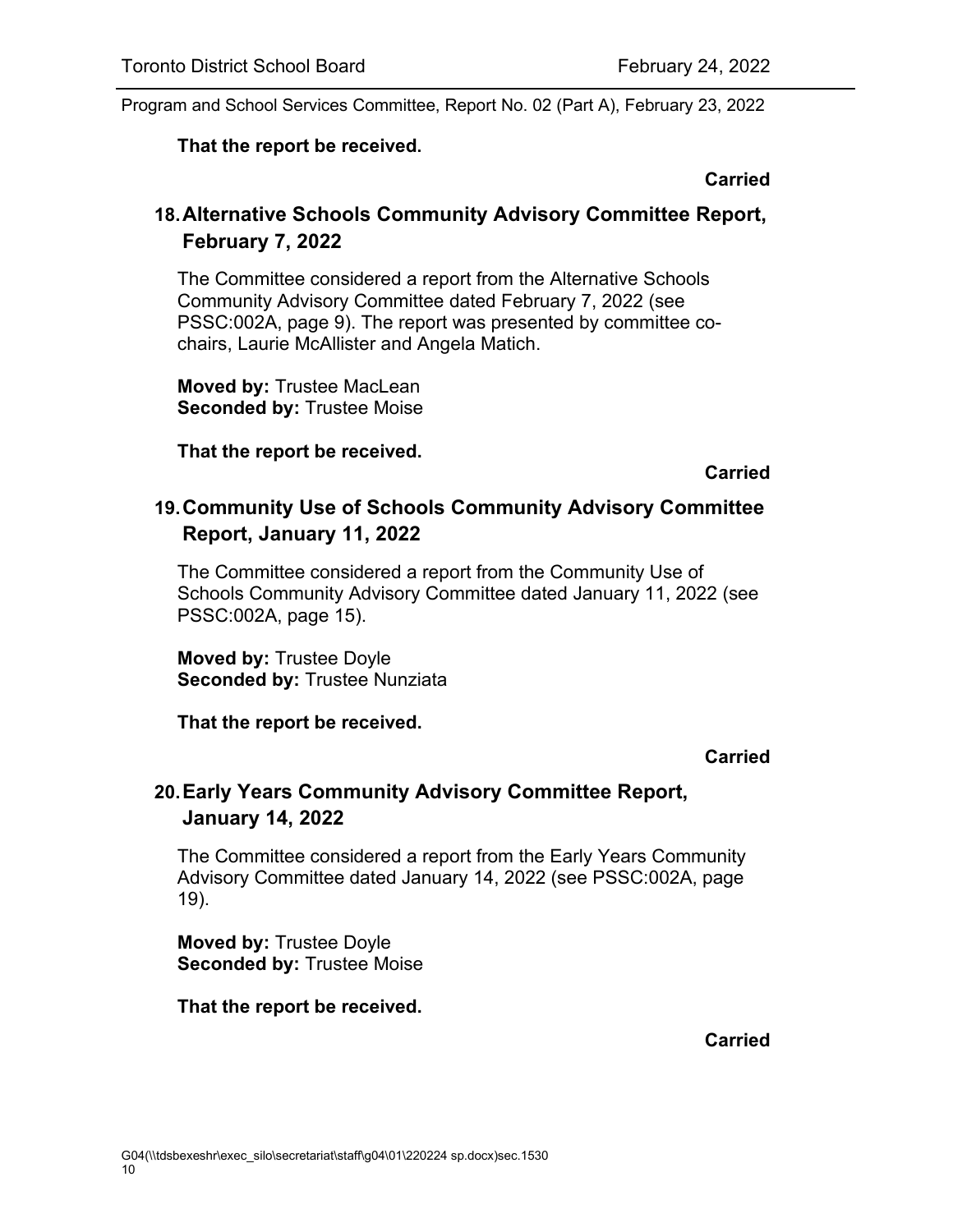**That the report be received.**

**Carried**

## 18. Alternative Schools Community Advisory Committee Report, February 7, 2022

The Committee considered a report from the Alternative Schools Community Advisory Committee dated February 7, 2022 (see PSSC:002A, page 9). The report was presented by committee co-chairs, Laurie McAllister and Angela Matich.

**Moved by:** Trustee MacLean
**Seconded by:** Trustee Moise

**That the report be received.**

**Carried**

## 19. Community Use of Schools Community Advisory Committee Report, January 11, 2022

The Committee considered a report from the Community Use of Schools Community Advisory Committee dated January 11, 2022 (see PSSC:002A, page 15).

**Moved by:** Trustee Doyle
**Seconded by:** Trustee Nunziata

**That the report be received.**

**Carried**

## 20. Early Years Community Advisory Committee Report, January 14, 2022

The Committee considered a report from the Early Years Community Advisory Committee dated January 14, 2022 (see PSSC:002A, page 19).

**Moved by:** Trustee Doyle
**Seconded by:** Trustee Moise

**That the report be received.**

**Carried**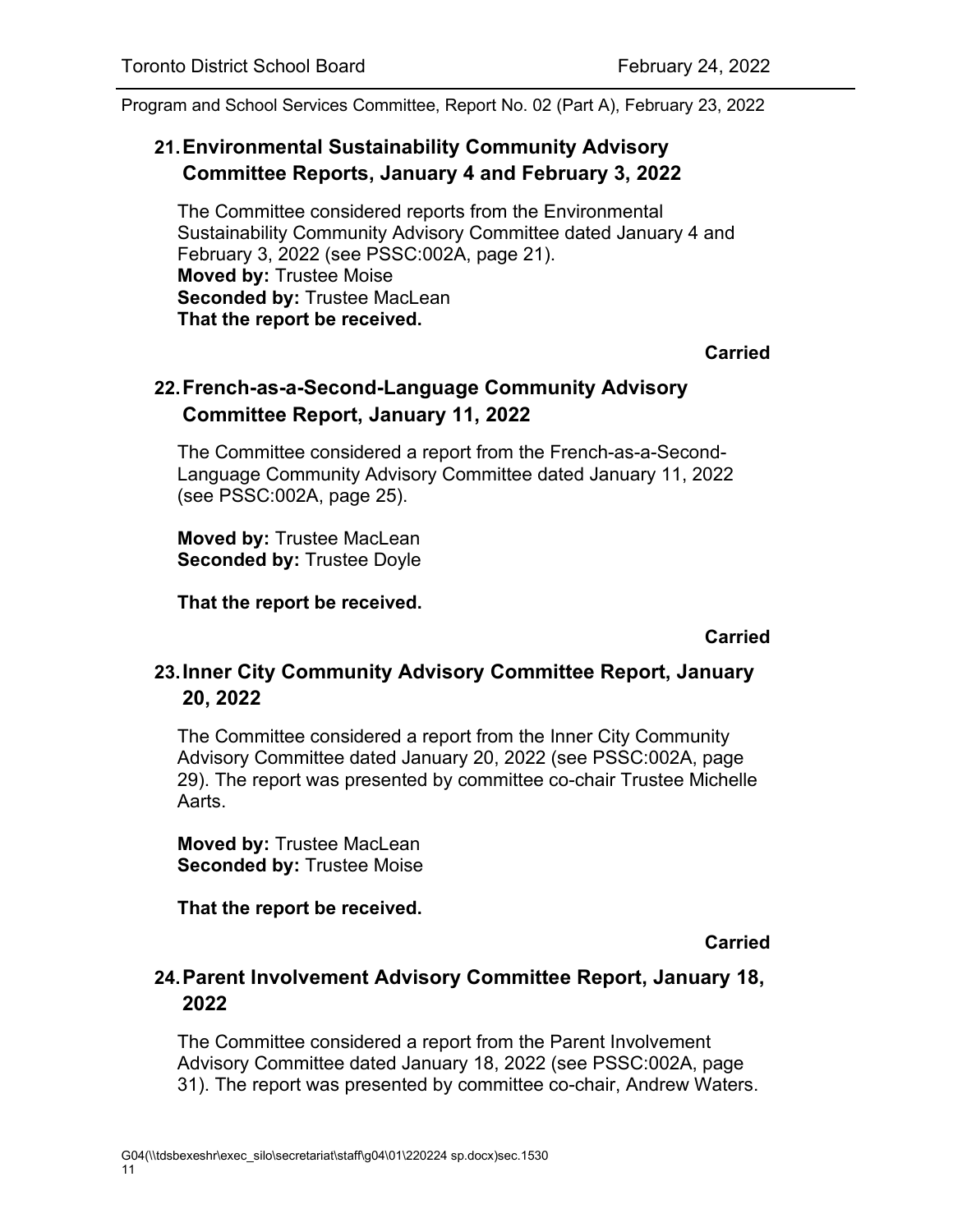## 21. Environmental Sustainability Community Advisory Committee Reports, January 4 and February 3, 2022

The Committee considered reports from the Environmental Sustainability Community Advisory Committee dated January 4 and February 3, 2022 (see PSSC:002A, page 21).
**Moved by:** Trustee Moise
**Seconded by:** Trustee MacLean
**That the report be received.**

**Carried**

## 22. French-as-a-Second-Language Community Advisory Committee Report, January 11, 2022

The Committee considered a report from the French-as-a-Second-Language Community Advisory Committee dated January 11, 2022 (see PSSC:002A, page 25).

**Moved by:** Trustee MacLean
**Seconded by:** Trustee Doyle

**That the report be received.**

**Carried**

## 23. Inner City Community Advisory Committee Report, January 20, 2022

The Committee considered a report from the Inner City Community Advisory Committee dated January 20, 2022 (see PSSC:002A, page 29). The report was presented by committee co-chair Trustee Michelle Aarts.

**Moved by:** Trustee MacLean
**Seconded by:** Trustee Moise

**That the report be received.**

**Carried**

## 24. Parent Involvement Advisory Committee Report, January 18, 2022

The Committee considered a report from the Parent Involvement Advisory Committee dated January 18, 2022 (see PSSC:002A, page 31). The report was presented by committee co-chair, Andrew Waters.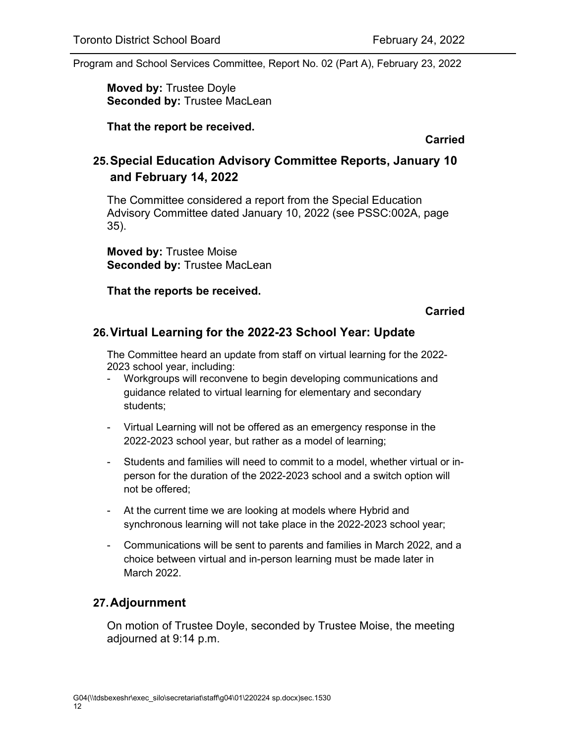**Moved by:** Trustee Doyle
**Seconded by:** Trustee MacLean

**That the report be received.**

**Carried**

## 25. Special Education Advisory Committee Reports, January 10 and February 14, 2022

The Committee considered a report from the Special Education Advisory Committee dated January 10, 2022 (see PSSC:002A, page 35).

**Moved by:** Trustee Moise
**Seconded by:** Trustee MacLean

**That the reports be received.**

**Carried**

## 26. Virtual Learning for the 2022-23 School Year: Update

The Committee heard an update from staff on virtual learning for the 2022-2023 school year, including:

- Workgroups will reconvene to begin developing communications and guidance related to virtual learning for elementary and secondary students;
- Virtual Learning will not be offered as an emergency response in the 2022-2023 school year, but rather as a model of learning;
- Students and families will need to commit to a model, whether virtual or in-person for the duration of the 2022-2023 school and a switch option will not be offered;
- At the current time we are looking at models where Hybrid and synchronous learning will not take place in the 2022-2023 school year;
- Communications will be sent to parents and families in March 2022, and a choice between virtual and in-person learning must be made later in March 2022.

## 27. Adjournment

On motion of Trustee Doyle, seconded by Trustee Moise, the meeting adjourned at 9:14 p.m.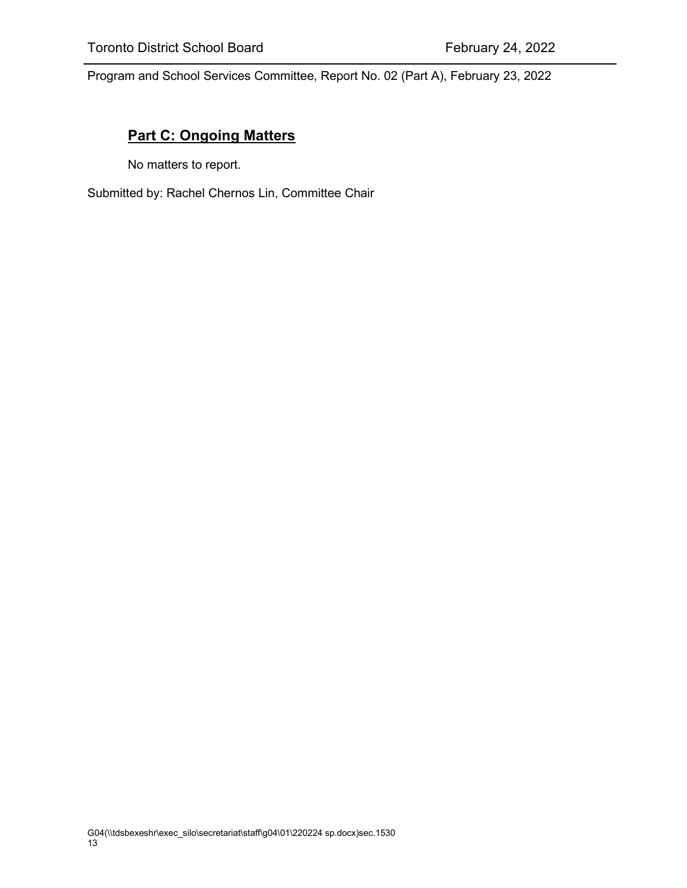## Part C: Ongoing Matters

No matters to report.

Submitted by: Rachel Chernos Lin, Committee Chair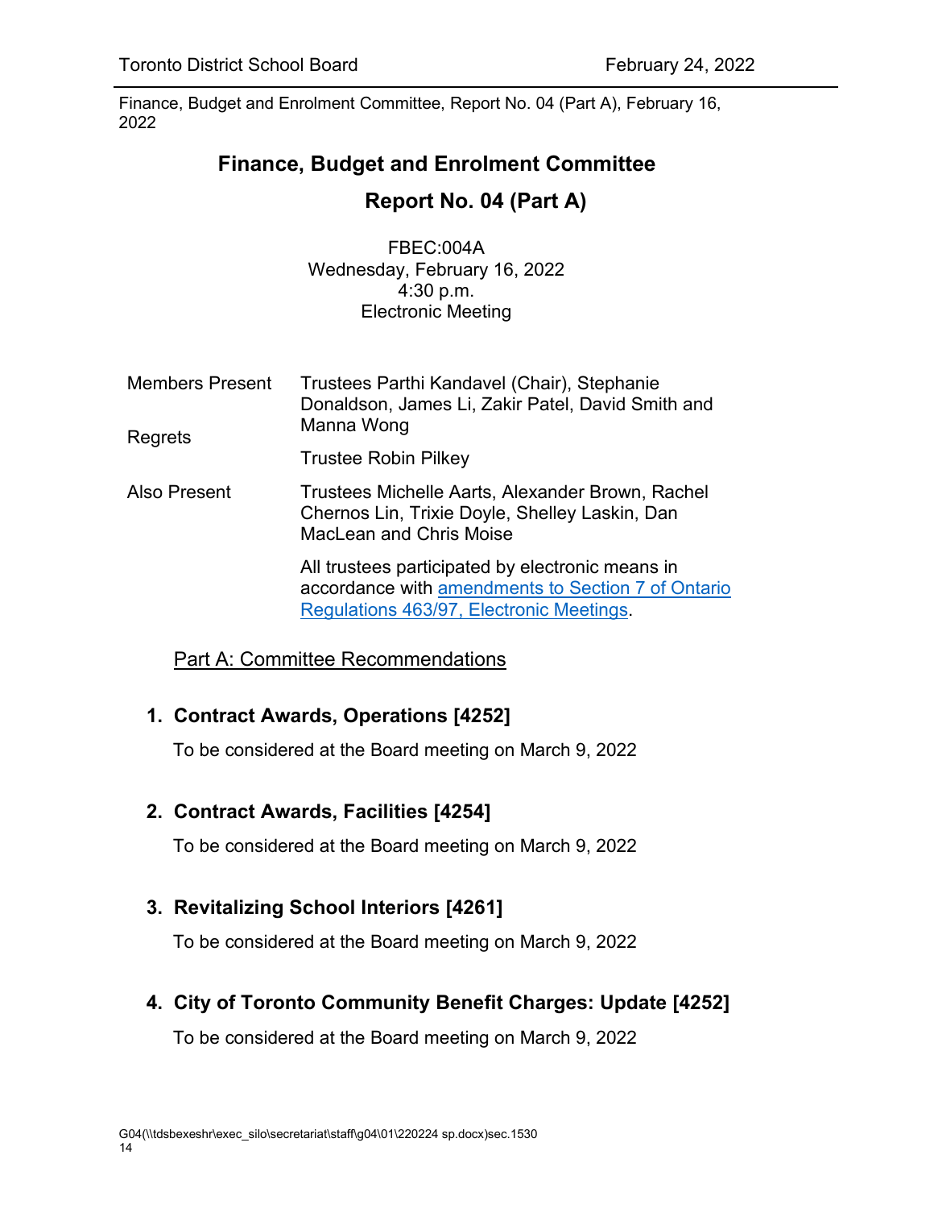Finance, Budget and Enrolment Committee, Report No. 04 (Part A), February 16, 2022

# Finance, Budget and Enrolment Committee

## Report No. 04 (Part A)

FBEC:004A
Wednesday, February 16, 2022
4:30 p.m.
Electronic Meeting

| | |
|---|---|
| Members Present | Trustees Parthi Kandavel (Chair), Stephanie Donaldson, James Li, Zakir Patel, David Smith and Manna Wong |
| Regrets | Trustee Robin Pilkey |
| Also Present | Trustees Michelle Aarts, Alexander Brown, Rachel Chernos Lin, Trixie Doyle, Shelley Laskin, Dan MacLean and Chris Moise |
| | All trustees participated by electronic means in accordance with amendments to Section 7 of Ontario Regulations 463/97, Electronic Meetings. |

Part A: Committee Recommendations

### 1. Contract Awards, Operations [4252]

To be considered at the Board meeting on March 9, 2022

### 2. Contract Awards, Facilities [4254]

To be considered at the Board meeting on March 9, 2022

### 3. Revitalizing School Interiors [4261]

To be considered at the Board meeting on March 9, 2022

### 4. City of Toronto Community Benefit Charges: Update [4252]

To be considered at the Board meeting on March 9, 2022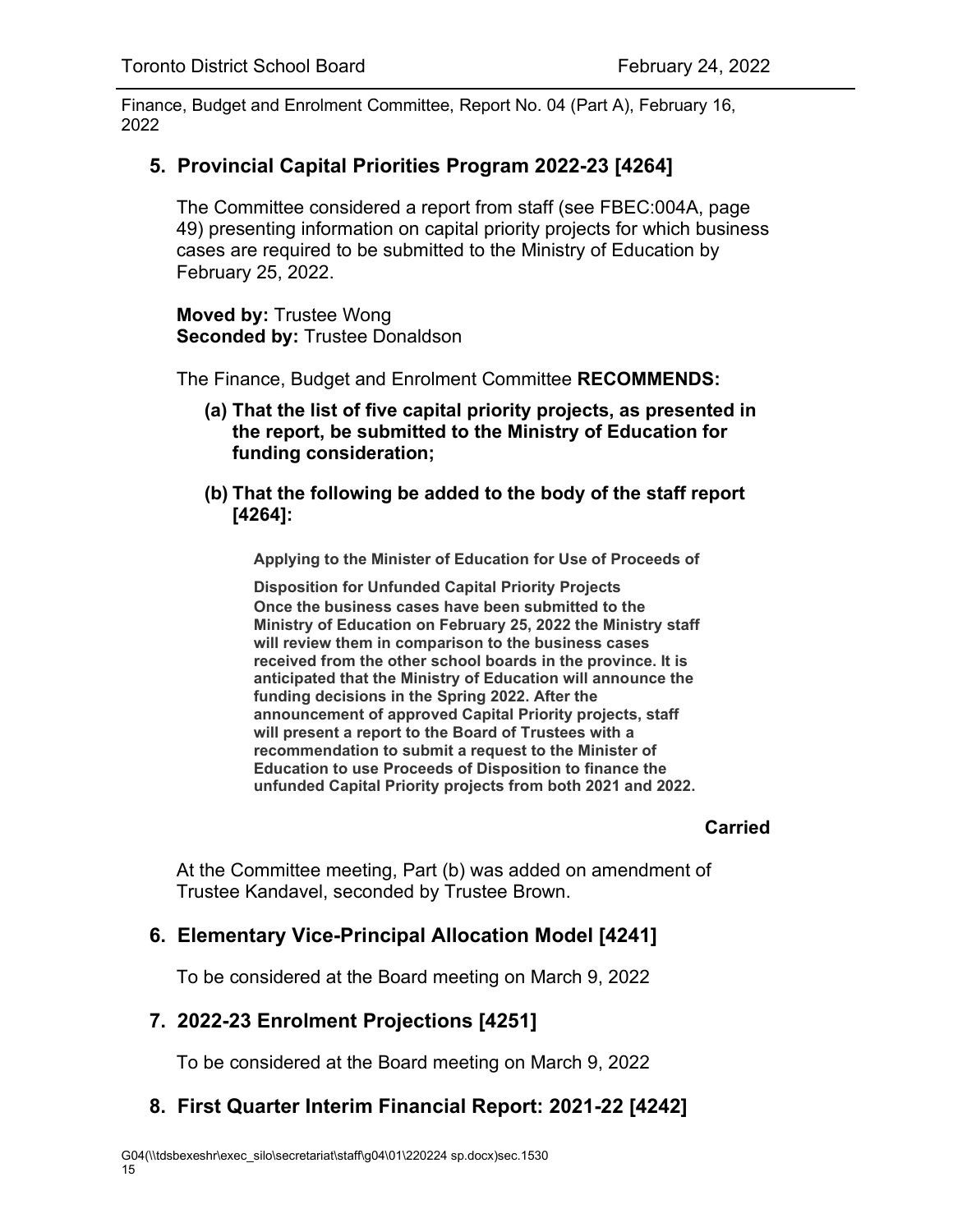Finance, Budget and Enrolment Committee, Report No. 04 (Part A), February 16, 2022

## 5. Provincial Capital Priorities Program 2022-23 [4264]

The Committee considered a report from staff (see FBEC:004A, page 49) presenting information on capital priority projects for which business cases are required to be submitted to the Ministry of Education by February 25, 2022.

**Moved by:** Trustee Wong
**Seconded by:** Trustee Donaldson

The Finance, Budget and Enrolment Committee **RECOMMENDS:**

**(a) That the list of five capital priority projects, as presented in the report, be submitted to the Ministry of Education for funding consideration;**

**(b) That the following be added to the body of the staff report [4264]:**

> **Applying to the Minister of Education for Use of Proceeds of Disposition for Unfunded Capital Priority Projects**
>
> **Once the business cases have been submitted to the Ministry of Education on February 25, 2022 the Ministry staff will review them in comparison to the business cases received from the other school boards in the province. It is anticipated that the Ministry of Education will announce the funding decisions in the Spring 2022. After the announcement of approved Capital Priority projects, staff will present a report to the Board of Trustees with a recommendation to submit a request to the Minister of Education to use Proceeds of Disposition to finance the unfunded Capital Priority projects from both 2021 and 2022.**

**Carried**

At the Committee meeting, Part (b) was added on amendment of Trustee Kandavel, seconded by Trustee Brown.

## 6. Elementary Vice-Principal Allocation Model [4241]

To be considered at the Board meeting on March 9, 2022

## 7. 2022-23 Enrolment Projections [4251]

To be considered at the Board meeting on March 9, 2022

## 8. First Quarter Interim Financial Report: 2021-22 [4242]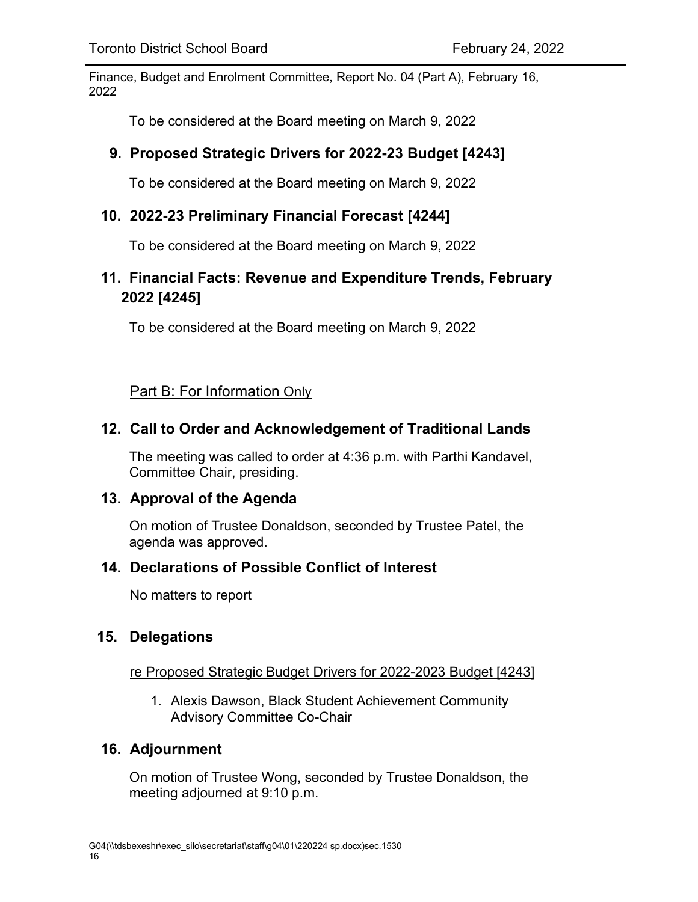To be considered at the Board meeting on March 9, 2022

## 9. Proposed Strategic Drivers for 2022-23 Budget [4243]

To be considered at the Board meeting on March 9, 2022

## 10. 2022-23 Preliminary Financial Forecast [4244]

To be considered at the Board meeting on March 9, 2022

## 11. Financial Facts: Revenue and Expenditure Trends, February 2022 [4245]

To be considered at the Board meeting on March 9, 2022

Part B: For Information Only

## 12. Call to Order and Acknowledgement of Traditional Lands

The meeting was called to order at 4:36 p.m. with Parthi Kandavel, Committee Chair, presiding.

## 13. Approval of the Agenda

On motion of Trustee Donaldson, seconded by Trustee Patel, the agenda was approved.

## 14. Declarations of Possible Conflict of Interest

No matters to report

## 15. Delegations

re Proposed Strategic Budget Drivers for 2022-2023 Budget [4243]

1. Alexis Dawson, Black Student Achievement Community Advisory Committee Co-Chair

## 16. Adjournment

On motion of Trustee Wong, seconded by Trustee Donaldson, the meeting adjourned at 9:10 p.m.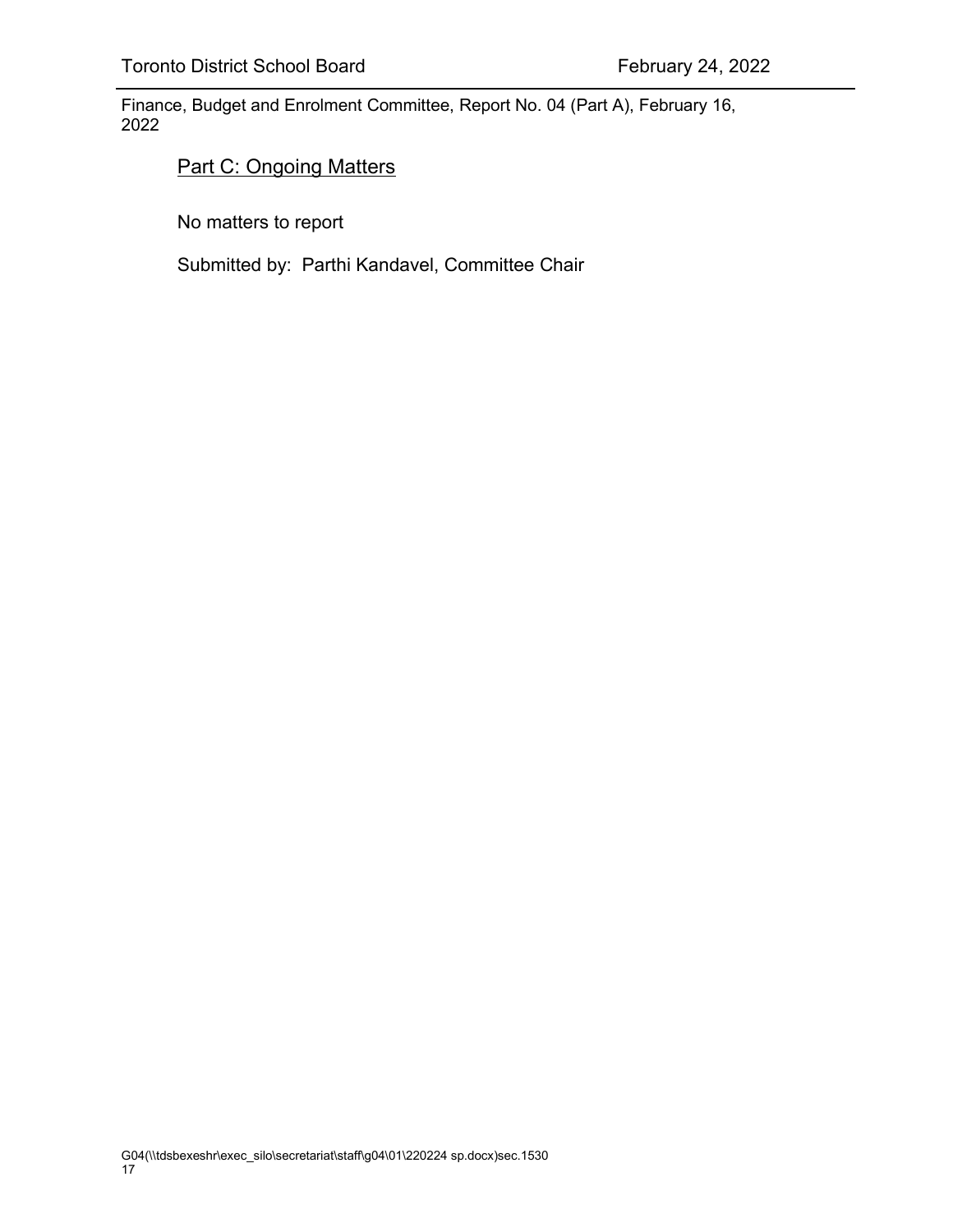Finance, Budget and Enrolment Committee, Report No. 04 (Part A), February 16, 2022

## Part C: Ongoing Matters

No matters to report

Submitted by: Parthi Kandavel, Committee Chair

G04(\\tdsbexeshr\exec_silo\secretariat\staff\g04\01\220224 sp.docx)sec.1530